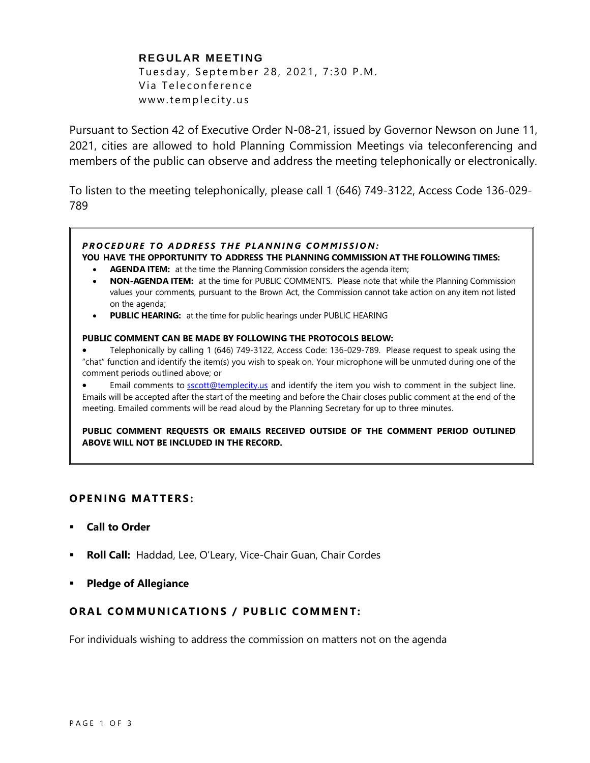**REGULAR MEETING**
Tuesday, September 28, 2021, 7:30 P.M.
Via Teleconference
www.templecity.us

Pursuant to Section 42 of Executive Order N-08-21, issued by Governor Newson on June 11, 2021, cities are allowed to hold Planning Commission Meetings via teleconferencing and members of the public can observe and address the meeting telephonically or electronically.

To listen to the meeting telephonically, please call 1 (646) 749-3122, Access Code 136-029-789

***PROCEDURE TO ADDRESS THE PLANNING COMMISSION:***

**YOU HAVE THE OPPORTUNITY TO ADDRESS THE PLANNING COMMISSION AT THE FOLLOWING TIMES:**

- **AGENDA ITEM:** at the time the Planning Commission considers the agenda item;
- **NON-AGENDA ITEM:** at the time for PUBLIC COMMENTS. Please note that while the Planning Commission values your comments, pursuant to the Brown Act, the Commission cannot take action on any item not listed on the agenda;
- **PUBLIC HEARING:** at the time for public hearings under PUBLIC HEARING

**PUBLIC COMMENT CAN BE MADE BY FOLLOWING THE PROTOCOLS BELOW:**

- Telephonically by calling 1 (646) 749-3122, Access Code: 136-029-789. Please request to speak using the "chat" function and identify the item(s) you wish to speak on. Your microphone will be unmuted during one of the comment periods outlined above; or
- Email comments to sscott@templecity.us and identify the item you wish to comment in the subject line. Emails will be accepted after the start of the meeting and before the Chair closes public comment at the end of the meeting. Emailed comments will be read aloud by the Planning Secretary for up to three minutes.

**PUBLIC COMMENT REQUESTS OR EMAILS RECEIVED OUTSIDE OF THE COMMENT PERIOD OUTLINED ABOVE WILL NOT BE INCLUDED IN THE RECORD.**

## OPENING MATTERS:

- **Call to Order**
- **Roll Call:** Haddad, Lee, O'Leary, Vice-Chair Guan, Chair Cordes
- **Pledge of Allegiance**

## ORAL COMMUNICATIONS / PUBLIC COMMENT:

For individuals wishing to address the commission on matters not on the agenda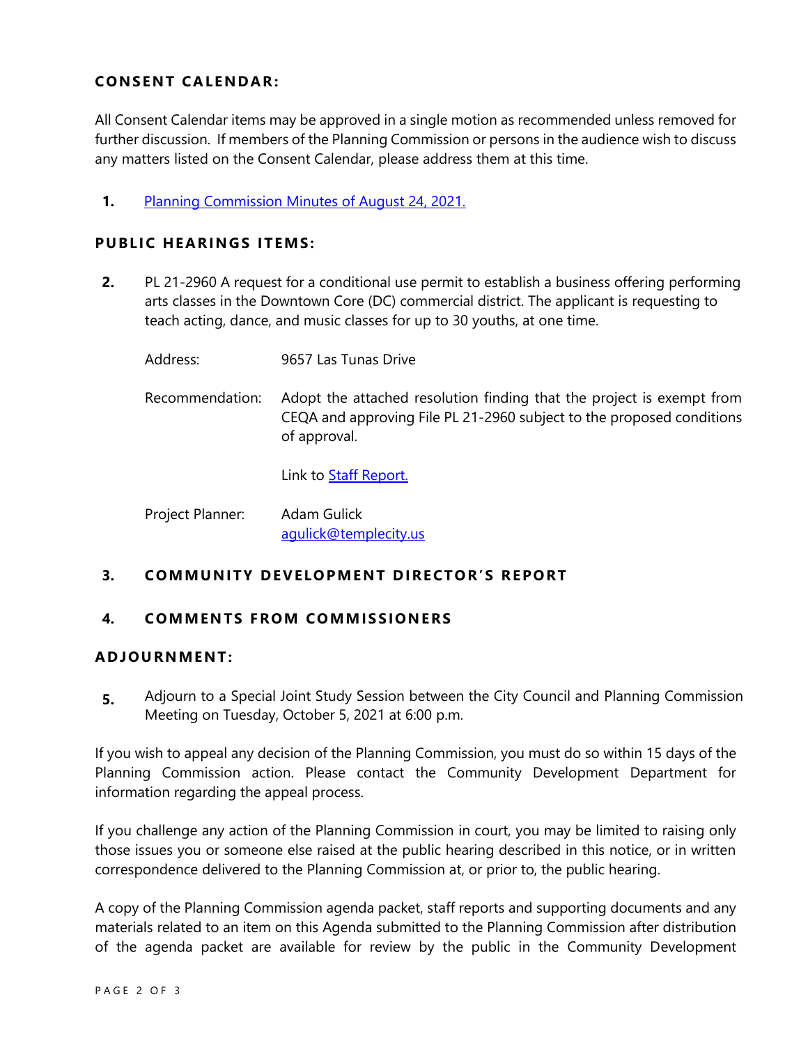## CONSENT CALENDAR:

All Consent Calendar items may be approved in a single motion as recommended unless removed for further discussion. If members of the Planning Commission or persons in the audience wish to discuss any matters listed on the Consent Calendar, please address them at this time.

1. Planning Commission Minutes of August 24, 2021.

## PUBLIC HEARINGS ITEMS:

2. PL 21-2960 A request for a conditional use permit to establish a business offering performing arts classes in the Downtown Core (DC) commercial district. The applicant is requesting to teach acting, dance, and music classes for up to 30 youths, at one time.

   Address: 9657 Las Tunas Drive

   Recommendation: Adopt the attached resolution finding that the project is exempt from CEQA and approving File PL 21-2960 subject to the proposed conditions of approval.

   Link to Staff Report.

   Project Planner: Adam Gulick
   agulick@templecity.us

## 3. COMMUNITY DEVELOPMENT DIRECTOR'S REPORT

## 4. COMMENTS FROM COMMISSIONERS

## ADJOURNMENT:

5. Adjourn to a Special Joint Study Session between the City Council and Planning Commission Meeting on Tuesday, October 5, 2021 at 6:00 p.m.

If you wish to appeal any decision of the Planning Commission, you must do so within 15 days of the Planning Commission action. Please contact the Community Development Department for information regarding the appeal process.

If you challenge any action of the Planning Commission in court, you may be limited to raising only those issues you or someone else raised at the public hearing described in this notice, or in written correspondence delivered to the Planning Commission at, or prior to, the public hearing.

A copy of the Planning Commission agenda packet, staff reports and supporting documents and any materials related to an item on this Agenda submitted to the Planning Commission after distribution of the agenda packet are available for review by the public in the Community Development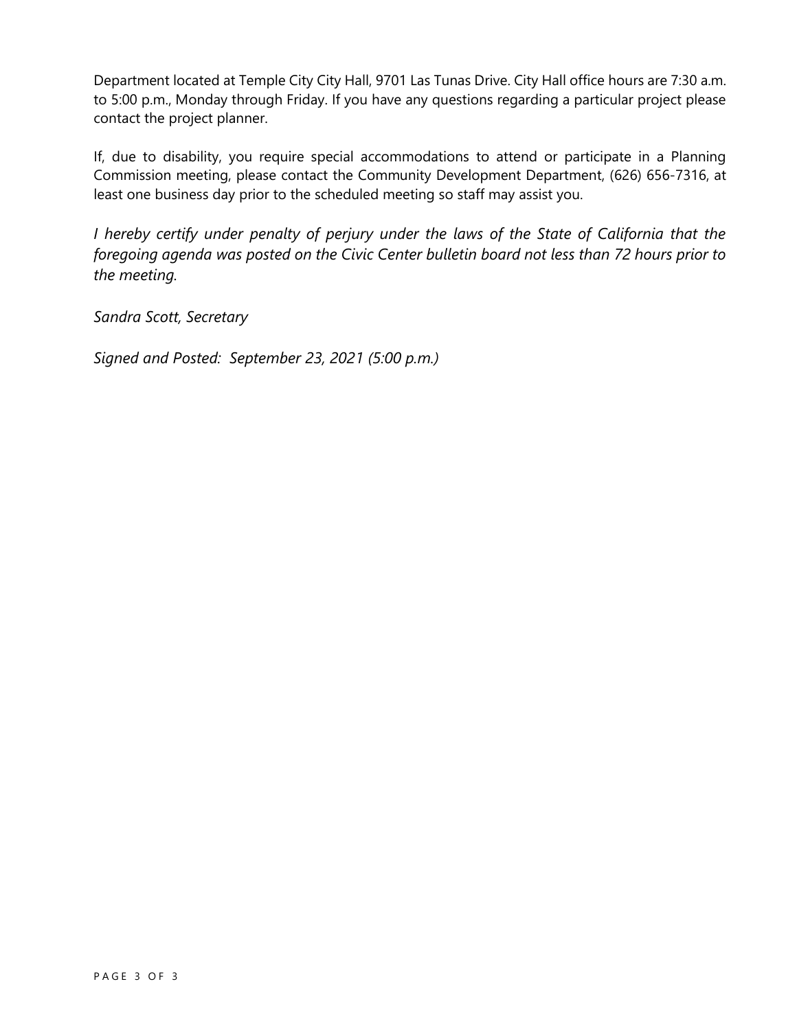Department located at Temple City City Hall, 9701 Las Tunas Drive. City Hall office hours are 7:30 a.m. to 5:00 p.m., Monday through Friday. If you have any questions regarding a particular project please contact the project planner.

If, due to disability, you require special accommodations to attend or participate in a Planning Commission meeting, please contact the Community Development Department, (626) 656-7316, at least one business day prior to the scheduled meeting so staff may assist you.

*I hereby certify under penalty of perjury under the laws of the State of California that the foregoing agenda was posted on the Civic Center bulletin board not less than 72 hours prior to the meeting.*

*Sandra Scott, Secretary*

*Signed and Posted: September 23, 2021 (5:00 p.m.)*